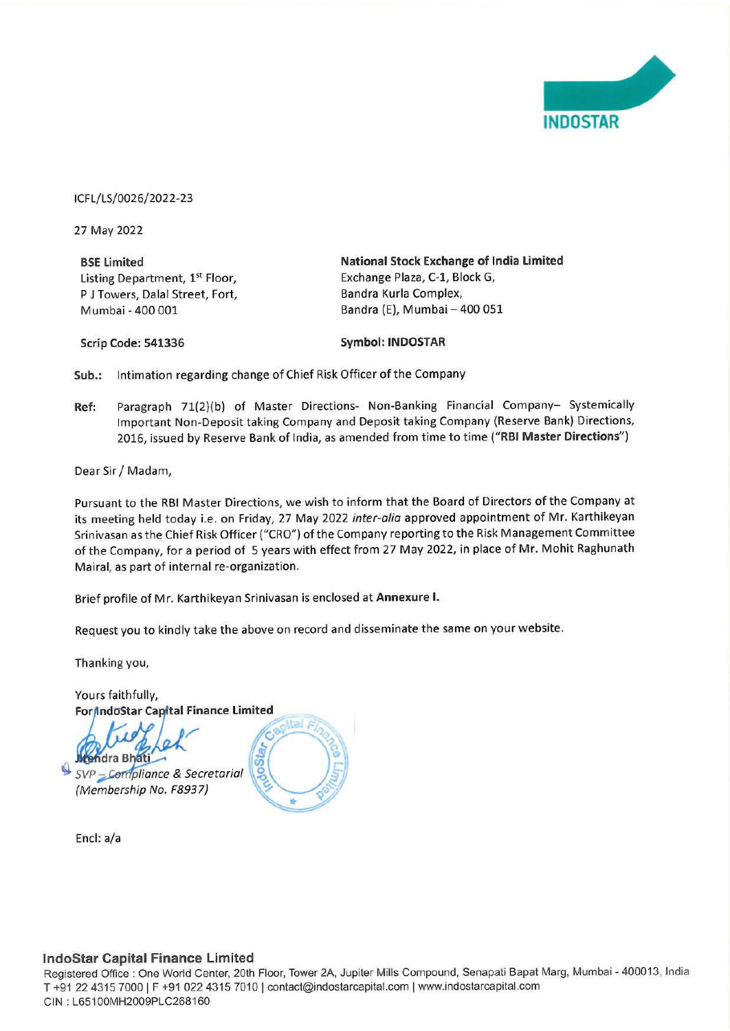INDOSTAR

ICFL/LS/0026/2022-23

27 May 2022

| | |
|---|---|
| **BSE Limited**<br>Listing Department, 1st Floor,<br>P J Towers, Dalal Street, Fort,<br>Mumbai - 400 001 | **National Stock Exchange of India Limited**<br>Exchange Plaza, C-1, Block G,<br>Bandra Kurla Complex,<br>Bandra (E), Mumbai – 400 051 |
| **Scrip Code: 541336** | **Symbol: INDOSTAR** |

**Sub.:** Intimation regarding change of Chief Risk Officer of the Company

**Ref:** Paragraph 71(2)(b) of Master Directions- Non-Banking Financial Company– Systemically Important Non-Deposit taking Company and Deposit taking Company (Reserve Bank) Directions, 2016, issued by Reserve Bank of India, as amended from time to time ("**RBI Master Directions**")

Dear Sir / Madam,

Pursuant to the RBI Master Directions, we wish to inform that the Board of Directors of the Company at its meeting held today i.e. on Friday, 27 May 2022 *inter-alia* approved appointment of Mr. Karthikeyan Srinivasan as the Chief Risk Officer ("CRO") of the Company reporting to the Risk Management Committee of the Company, for a period of 5 years with effect from 27 May 2022, in place of Mr. Mohit Raghunath Mairal, as part of internal re-organization.

Brief profile of Mr. Karthikeyan Srinivasan is enclosed at **Annexure I.**

Request you to kindly take the above on record and disseminate the same on your website.

Thanking you,

Yours faithfully,
**For IndoStar Capital Finance Limited**

Jitendra Bhati
*SVP – Compliance & Secretarial*
*(Membership No. F8937)*

Encl: a/a

**IndoStar Capital Finance Limited**
Registered Office : One World Center, 20th Floor, Tower 2A, Jupiter Mills Compound, Senapati Bapat Marg, Mumbai - 400013, India
T +91 22 4315 7000 | F +91 022 4315 7010 | contact@indostarcapital.com | www.indostarcapital.com
CIN : L65100MH2009PLC268160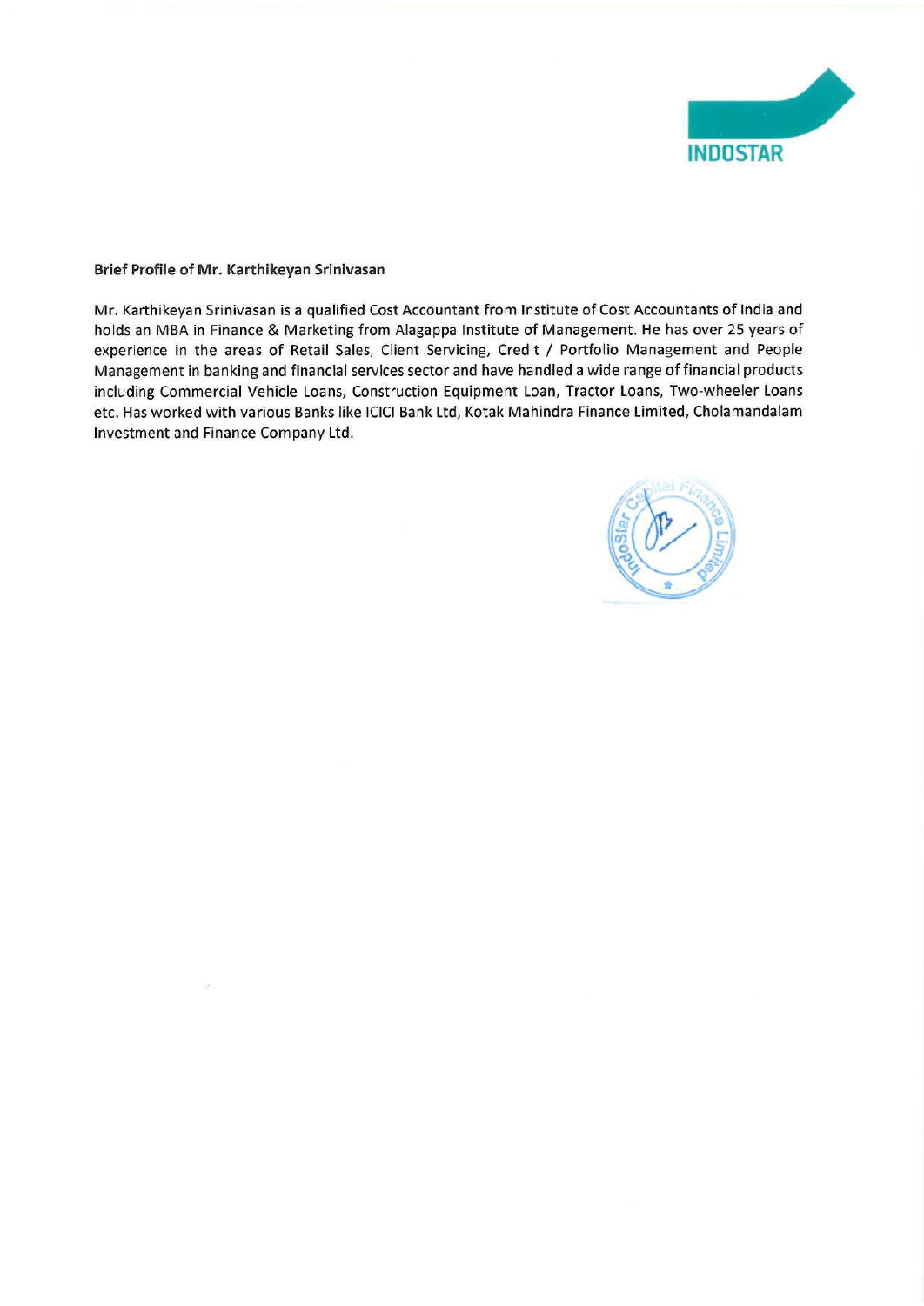**Brief Profile of Mr. Karthikeyan Srinivasan**

Mr. Karthikeyan Srinivasan is a qualified Cost Accountant from Institute of Cost Accountants of India and holds an MBA in Finance & Marketing from Alagappa Institute of Management. He has over 25 years of experience in the areas of Retail Sales, Client Servicing, Credit / Portfolio Management and People Management in banking and financial services sector and have handled a wide range of financial products including Commercial Vehicle Loans, Construction Equipment Loan, Tractor Loans, Two-wheeler Loans etc. Has worked with various Banks like ICICI Bank Ltd, Kotak Mahindra Finance Limited, Cholamandalam Investment and Finance Company Ltd.